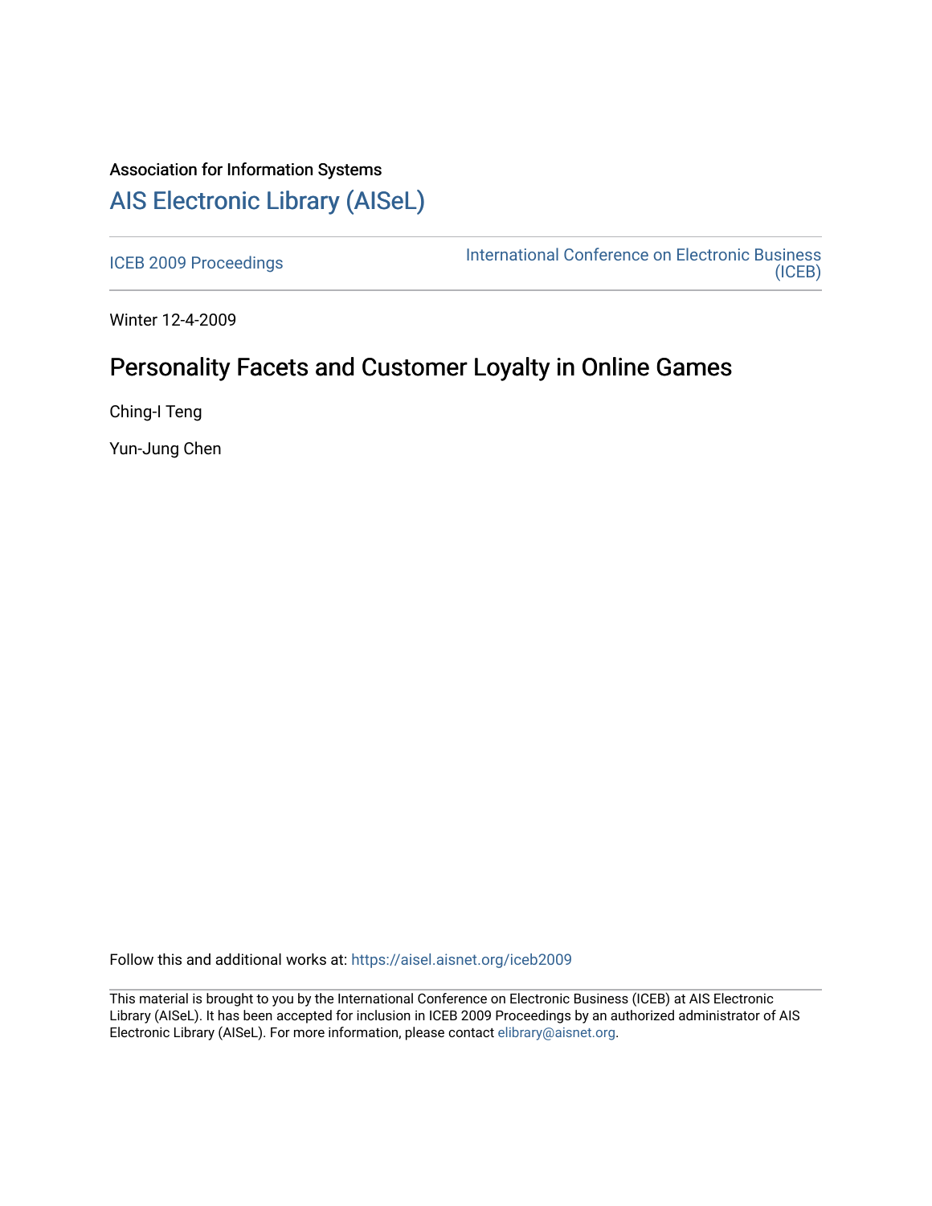Association for Information Systems

# AIS Electronic Library (AISeL)

ICEB 2009 Proceedings

International Conference on Electronic Business (ICEB)

Winter 12-4-2009

## Personality Facets and Customer Loyalty in Online Games

Ching-I Teng

Yun-Jung Chen

Follow this and additional works at: https://aisel.aisnet.org/iceb2009

This material is brought to you by the International Conference on Electronic Business (ICEB) at AIS Electronic Library (AISeL). It has been accepted for inclusion in ICEB 2009 Proceedings by an authorized administrator of AIS Electronic Library (AISeL). For more information, please contact elibrary@aisnet.org.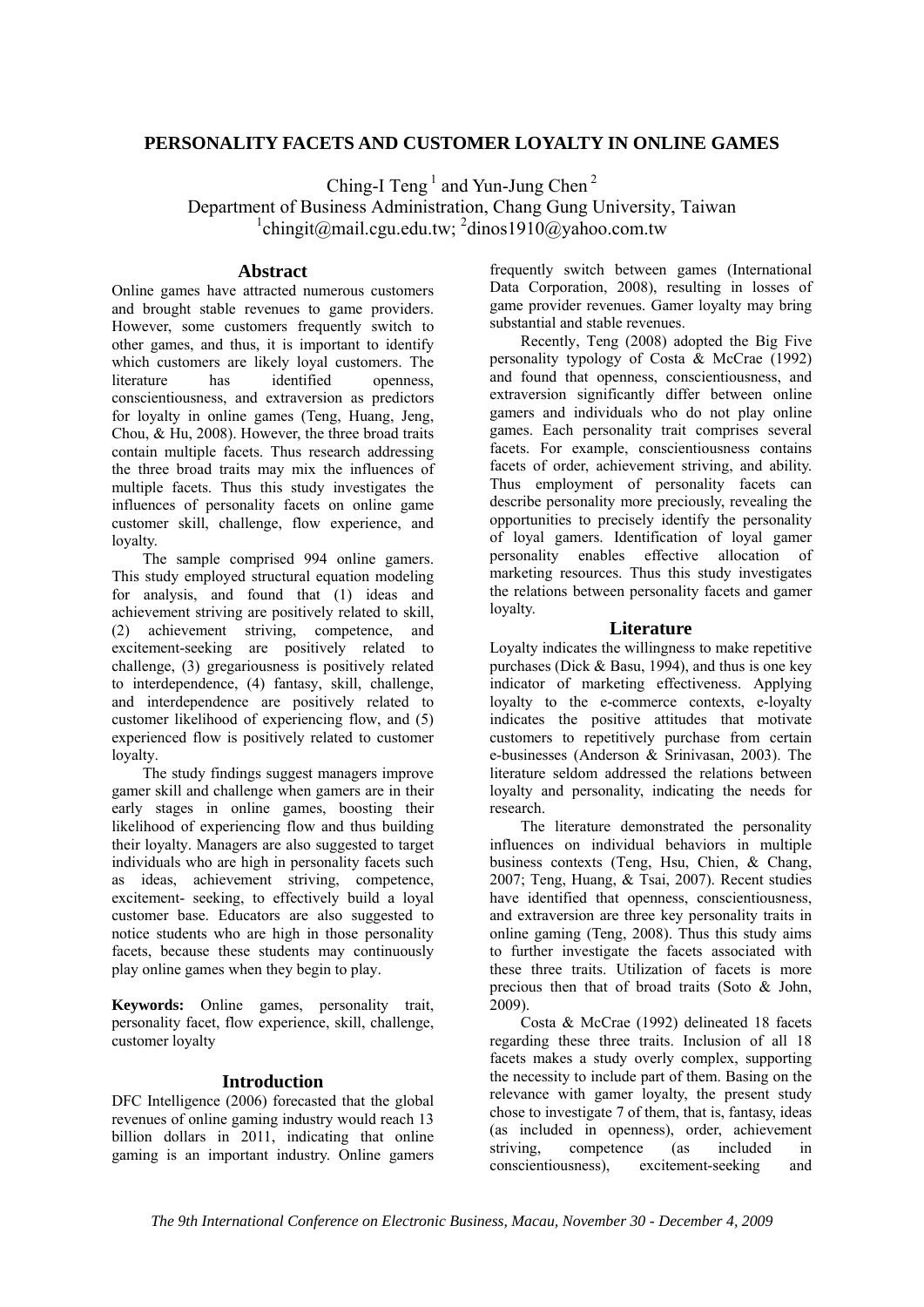# PERSONALITY FACETS AND CUSTOMER LOYALTY IN ONLINE GAMES

Ching-I Teng [1] and Yun-Jung Chen [2]
Department of Business Administration, Chang Gung University, Taiwan
[1]chingit@mail.cgu.edu.tw; [2]dinos1910@yahoo.com.tw

## Abstract

Online games have attracted numerous customers and brought stable revenues to game providers. However, some customers frequently switch to other games, and thus, it is important to identify which customers are likely loyal customers. The literature has identified openness, conscientiousness, and extraversion as predictors for loyalty in online games (Teng, Huang, Jeng, Chou, & Hu, 2008). However, the three broad traits contain multiple facets. Thus research addressing the three broad traits may mix the influences of multiple facets. Thus this study investigates the influences of personality facets on online game customer skill, challenge, flow experience, and loyalty.

The sample comprised 994 online gamers. This study employed structural equation modeling for analysis, and found that (1) ideas and achievement striving are positively related to skill, (2) achievement striving, competence, and excitement-seeking are positively related to challenge, (3) gregariousness is positively related to interdependence, (4) fantasy, skill, challenge, and interdependence are positively related to customer likelihood of experiencing flow, and (5) experienced flow is positively related to customer loyalty.

The study findings suggest managers improve gamer skill and challenge when gamers are in their early stages in online games, boosting their likelihood of experiencing flow and thus building their loyalty. Managers are also suggested to target individuals who are high in personality facets such as ideas, achievement striving, competence, excitement- seeking, to effectively build a loyal customer base. Educators are also suggested to notice students who are high in those personality facets, because these students may continuously play online games when they begin to play.

**Keywords:** Online games, personality trait, personality facet, flow experience, skill, challenge, customer loyalty

## Introduction

DFC Intelligence (2006) forecasted that the global revenues of online gaming industry would reach 13 billion dollars in 2011, indicating that online gaming is an important industry. Online gamers frequently switch between games (International Data Corporation, 2008), resulting in losses of game provider revenues. Gamer loyalty may bring substantial and stable revenues.

Recently, Teng (2008) adopted the Big Five personality typology of Costa & McCrae (1992) and found that openness, conscientiousness, and extraversion significantly differ between online gamers and individuals who do not play online games. Each personality trait comprises several facets. For example, conscientiousness contains facets of order, achievement striving, and ability. Thus employment of personality facets can describe personality more preciously, revealing the opportunities to precisely identify the personality of loyal gamers. Identification of loyal gamer personality enables effective allocation of marketing resources. Thus this study investigates the relations between personality facets and gamer loyalty.

## Literature

Loyalty indicates the willingness to make repetitive purchases (Dick & Basu, 1994), and thus is one key indicator of marketing effectiveness. Applying loyalty to the e-commerce contexts, e-loyalty indicates the positive attitudes that motivate customers to repetitively purchase from certain e-businesses (Anderson & Srinivasan, 2003). The literature seldom addressed the relations between loyalty and personality, indicating the needs for research.

The literature demonstrated the personality influences on individual behaviors in multiple business contexts (Teng, Hsu, Chien, & Chang, 2007; Teng, Huang, & Tsai, 2007). Recent studies have identified that openness, conscientiousness, and extraversion are three key personality traits in online gaming (Teng, 2008). Thus this study aims to further investigate the facets associated with these three traits. Utilization of facets is more precious then that of broad traits (Soto & John, 2009).

Costa & McCrae (1992) delineated 18 facets regarding these three traits. Inclusion of all 18 facets makes a study overly complex, supporting the necessity to include part of them. Basing on the relevance with gamer loyalty, the present study chose to investigate 7 of them, that is, fantasy, ideas (as included in openness), order, achievement striving, competence (as included in conscientiousness), excitement-seeking and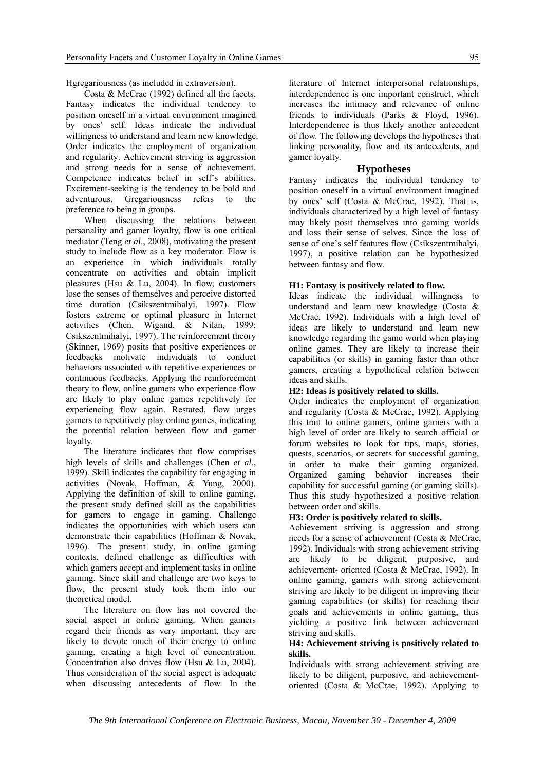Hgregariousness (as included in extraversion).

Costa & McCrae (1992) defined all the facets. Fantasy indicates the individual tendency to position oneself in a virtual environment imagined by ones' self. Ideas indicate the individual willingness to understand and learn new knowledge. Order indicates the employment of organization and regularity. Achievement striving is aggression and strong needs for a sense of achievement. Competence indicates belief in self's abilities. Excitement-seeking is the tendency to be bold and adventurous. Gregariousness refers to the preference to being in groups.

When discussing the relations between personality and gamer loyalty, flow is one critical mediator (Teng *et al*., 2008), motivating the present study to include flow as a key moderator. Flow is an experience in which individuals totally concentrate on activities and obtain implicit pleasures (Hsu & Lu, 2004). In flow, customers lose the senses of themselves and perceive distorted time duration (Csikszentmihalyi, 1997). Flow fosters extreme or optimal pleasure in Internet activities (Chen, Wigand, & Nilan, 1999; Csikszentmihalyi, 1997). The reinforcement theory (Skinner, 1969) posits that positive experiences or feedbacks motivate individuals to conduct behaviors associated with repetitive experiences or continuous feedbacks. Applying the reinforcement theory to flow, online gamers who experience flow are likely to play online games repetitively for experiencing flow again. Restated, flow urges gamers to repetitively play online games, indicating the potential relation between flow and gamer loyalty.

The literature indicates that flow comprises high levels of skills and challenges (Chen *et al*., 1999). Skill indicates the capability for engaging in activities (Novak, Hoffman, & Yung, 2000). Applying the definition of skill to online gaming, the present study defined skill as the capabilities for gamers to engage in gaming. Challenge indicates the opportunities with which users can demonstrate their capabilities (Hoffman & Novak, 1996). The present study, in online gaming contexts, defined challenge as difficulties with which gamers accept and implement tasks in online gaming. Since skill and challenge are two keys to flow, the present study took them into our theoretical model.

The literature on flow has not covered the social aspect in online gaming. When gamers regard their friends as very important, they are likely to devote much of their energy to online gaming, creating a high level of concentration. Concentration also drives flow (Hsu & Lu, 2004). Thus consideration of the social aspect is adequate when discussing antecedents of flow. In the literature of Internet interpersonal relationships, interdependence is one important construct, which increases the intimacy and relevance of online friends to individuals (Parks & Floyd, 1996). Interdependence is thus likely another antecedent of flow. The following develops the hypotheses that linking personality, flow and its antecedents, and gamer loyalty.

## Hypotheses

Fantasy indicates the individual tendency to position oneself in a virtual environment imagined by ones' self (Costa & McCrae, 1992). That is, individuals characterized by a high level of fantasy may likely posit themselves into gaming worlds and loss their sense of selves. Since the loss of sense of one's self features flow (Csikszentmihalyi, 1997), a positive relation can be hypothesized between fantasy and flow.

**H1: Fantasy is positively related to flow.**

Ideas indicate the individual willingness to understand and learn new knowledge (Costa & McCrae, 1992). Individuals with a high level of ideas are likely to understand and learn new knowledge regarding the game world when playing online games. They are likely to increase their capabilities (or skills) in gaming faster than other gamers, creating a hypothetical relation between ideas and skills.

**H2: Ideas is positively related to skills.**

Order indicates the employment of organization and regularity (Costa & McCrae, 1992). Applying this trait to online gamers, online gamers with a high level of order are likely to search official or forum websites to look for tips, maps, stories, quests, scenarios, or secrets for successful gaming, in order to make their gaming organized. Organized gaming behavior increases their capability for successful gaming (or gaming skills). Thus this study hypothesized a positive relation between order and skills.

**H3: Order is positively related to skills.**

Achievement striving is aggression and strong needs for a sense of achievement (Costa & McCrae, 1992). Individuals with strong achievement striving are likely to be diligent, purposive, and achievement- oriented (Costa & McCrae, 1992). In online gaming, gamers with strong achievement striving are likely to be diligent in improving their gaming capabilities (or skills) for reaching their goals and achievements in online gaming, thus yielding a positive link between achievement striving and skills.

**H4: Achievement striving is positively related to skills.**

Individuals with strong achievement striving are likely to be diligent, purposive, and achievement-oriented (Costa & McCrae, 1992). Applying to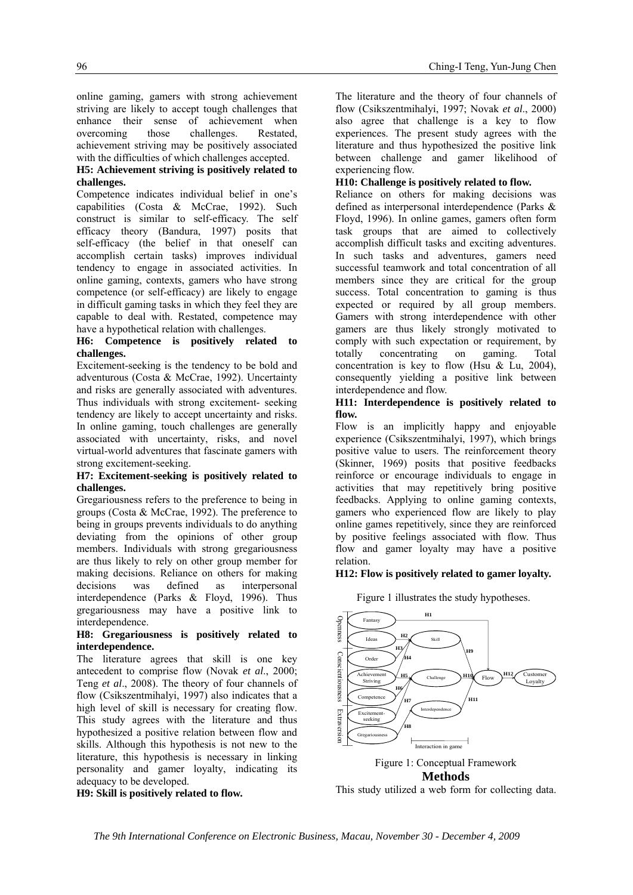online gaming, gamers with strong achievement striving are likely to accept tough challenges that enhance their sense of achievement when overcoming those challenges. Restated, achievement striving may be positively associated with the difficulties of which challenges accepted.

**H5: Achievement striving is positively related to challenges.**

Competence indicates individual belief in one's capabilities (Costa & McCrae, 1992). Such construct is similar to self-efficacy. The self efficacy theory (Bandura, 1997) posits that self-efficacy (the belief in that oneself can accomplish certain tasks) improves individual tendency to engage in associated activities. In online gaming, contexts, gamers who have strong competence (or self-efficacy) are likely to engage in difficult gaming tasks in which they feel they are capable to deal with. Restated, competence may have a hypothetical relation with challenges.

**H6: Competence is positively related to challenges.**

Excitement-seeking is the tendency to be bold and adventurous (Costa & McCrae, 1992). Uncertainty and risks are generally associated with adventures. Thus individuals with strong excitement- seeking tendency are likely to accept uncertainty and risks. In online gaming, touch challenges are generally associated with uncertainty, risks, and novel virtual-world adventures that fascinate gamers with strong excitement-seeking.

**H7: Excitement-seeking is positively related to challenges.**

Gregariousness refers to the preference to being in groups (Costa & McCrae, 1992). The preference to being in groups prevents individuals to do anything deviating from the opinions of other group members. Individuals with strong gregariousness are thus likely to rely on other group member for making decisions. Reliance on others for making decisions was defined as interpersonal interdependence (Parks & Floyd, 1996). Thus gregariousness may have a positive link to interdependence.

**H8: Gregariousness is positively related to interdependence.**

The literature agrees that skill is one key antecedent to comprise flow (Novak *et al*., 2000; Teng *et al*., 2008). The theory of four channels of flow (Csikszentmihalyi, 1997) also indicates that a high level of skill is necessary for creating flow. This study agrees with the literature and thus hypothesized a positive relation between flow and skills. Although this hypothesis is not new to the literature, this hypothesis is necessary in linking personality and gamer loyalty, indicating its adequacy to be developed.

**H9: Skill is positively related to flow.**

The literature and the theory of four channels of flow (Csikszentmihalyi, 1997; Novak *et al*., 2000) also agree that challenge is a key to flow experiences. The present study agrees with the literature and thus hypothesized the positive link between challenge and gamer likelihood of experiencing flow.

**H10: Challenge is positively related to flow.**

Reliance on others for making decisions was defined as interpersonal interdependence (Parks & Floyd, 1996). In online games, gamers often form task groups that are aimed to collectively accomplish difficult tasks and exciting adventures. In such tasks and adventures, gamers need successful teamwork and total concentration of all members since they are critical for the group success. Total concentration to gaming is thus expected or required by all group members. Gamers with strong interdependence with other gamers are thus likely strongly motivated to comply with such expectation or requirement, by totally concentrating on gaming. Total concentration is key to flow (Hsu & Lu, 2004), consequently yielding a positive link between interdependence and flow.

**H11: Interdependence is positively related to flow.**

Flow is an implicitly happy and enjoyable experience (Csikszentmihalyi, 1997), which brings positive value to users. The reinforcement theory (Skinner, 1969) posits that positive feedbacks reinforce or encourage individuals to engage in activities that may repetitively bring positive feedbacks. Applying to online gaming contexts, gamers who experienced flow are likely to play online games repetitively, since they are reinforced by positive feelings associated with flow. Thus flow and gamer loyalty may have a positive relation.

**H12: Flow is positively related to gamer loyalty.**

Figure 1 illustrates the study hypotheses.

Openness
Conscientiousness
Extraversion
Fantasy
Ideas
Order
Achievement Striving
Competence
Excitement-seeking
Gregariousness
Skill
Challenge
Interdependence
Flow
Customer Loyalty
H1
H2
H3
H4
H5
H6
H7
H8
H9
H10
H11
H12
Interaction in game

Figure 1: Conceptual Framework

## Methods

This study utilized a web form for collecting data.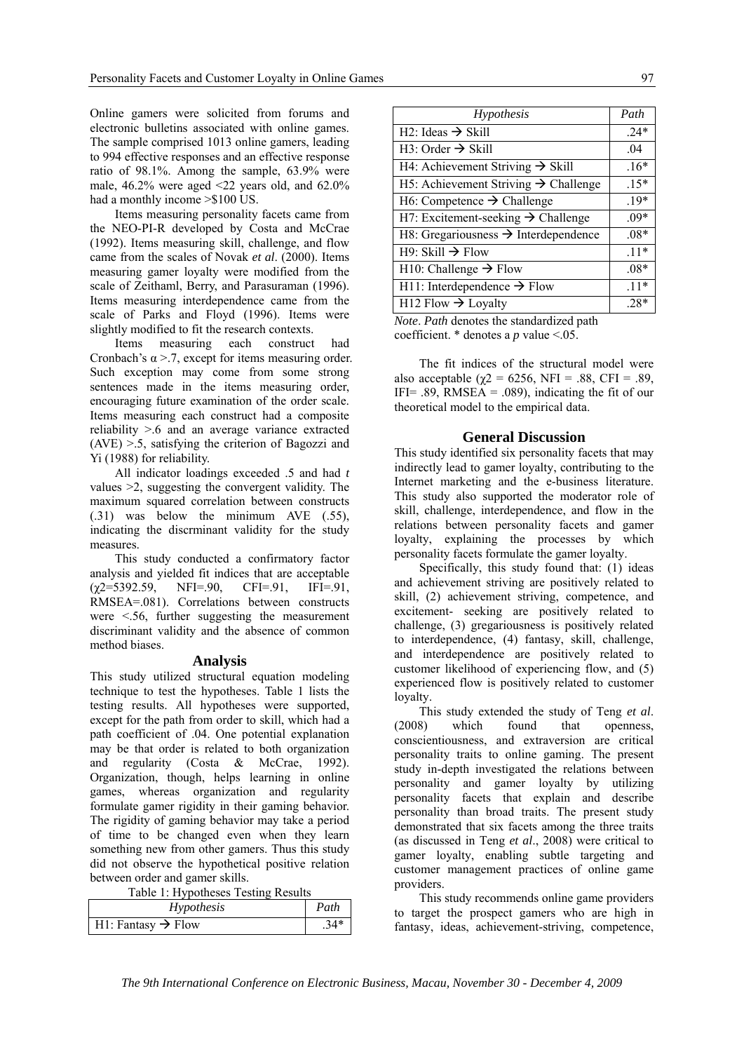Online gamers were solicited from forums and electronic bulletins associated with online games. The sample comprised 1013 online gamers, leading to 994 effective responses and an effective response ratio of 98.1%. Among the sample, 63.9% were male, 46.2% were aged <22 years old, and 62.0% had a monthly income >$100 US.

Items measuring personality facets came from the NEO-PI-R developed by Costa and McCrae (1992). Items measuring skill, challenge, and flow came from the scales of Novak *et al*. (2000). Items measuring gamer loyalty were modified from the scale of Zeithaml, Berry, and Parasuraman (1996). Items measuring interdependence came from the scale of Parks and Floyd (1996). Items were slightly modified to fit the research contexts.

Items measuring each construct had Cronbach's $\alpha > .7$, except for items measuring order. Such exception may come from some strong sentences made in the items measuring order, encouraging future examination of the order scale. Items measuring each construct had a composite reliability >.6 and an average variance extracted (AVE) >.5, satisfying the criterion of Bagozzi and Yi (1988) for reliability.

All indicator loadings exceeded .5 and had *t* values >2, suggesting the convergent validity. The maximum squared correlation between constructs (.31) was below the minimum AVE (.55), indicating the discrminant validity for the study measures.

This study conducted a confirmatory factor analysis and yielded fit indices that are acceptable ($\chi 2$=5392.59, NFI=.90, CFI=.91, IFI=.91, RMSEA=.081). Correlations between constructs were <.56, further suggesting the measurement discriminant validity and the absence of common method biases.

## Analysis

This study utilized structural equation modeling technique to test the hypotheses. Table 1 lists the testing results. All hypotheses were supported, except for the path from order to skill, which had a path coefficient of .04. One potential explanation may be that order is related to both organization and regularity (Costa & McCrae, 1992). Organization, though, helps learning in online games, whereas organization and regularity formulate gamer rigidity in their gaming behavior. The rigidity of gaming behavior may take a period of time to be changed even when they learn something new from other gamers. Thus this study did not observe the hypothetical positive relation between order and gamer skills.

Table 1: Hypotheses Testing Results

| *Hypothesis* | *Path* |
|---|---|
| H1: Fantasy → Flow | .34* |
| H2: Ideas → Skill | .24* |
| H3: Order → Skill | .04 |
| H4: Achievement Striving → Skill | .16* |
| H5: Achievement Striving → Challenge | .15* |
| H6: Competence → Challenge | .19* |
| H7: Excitement-seeking → Challenge | .09* |
| H8: Gregariousness → Interdependence | .08* |
| H9: Skill → Flow | .11* |
| H10: Challenge → Flow | .08* |
| H11: Interdependence → Flow | .11* |
| H12 Flow → Loyalty | .28* |

*Note*. *Path* denotes the standardized path coefficient. * denotes a *p* value <.05.

The fit indices of the structural model were also acceptable ($\chi 2$ = 6256, NFI = .88, CFI = .89, IFI= .89, RMSEA = .089), indicating the fit of our theoretical model to the empirical data.

## General Discussion

This study identified six personality facets that may indirectly lead to gamer loyalty, contributing to the Internet marketing and the e-business literature. This study also supported the moderator role of skill, challenge, interdependence, and flow in the relations between personality facets and gamer loyalty, explaining the processes by which personality facets formulate the gamer loyalty.

Specifically, this study found that: (1) ideas and achievement striving are positively related to skill, (2) achievement striving, competence, and excitement- seeking are positively related to challenge, (3) gregariousness is positively related to interdependence, (4) fantasy, skill, challenge, and interdependence are positively related to customer likelihood of experiencing flow, and (5) experienced flow is positively related to customer loyalty.

This study extended the study of Teng *et al*. (2008) which found that openness, conscientiousness, and extraversion are critical personality traits to online gaming. The present study in-depth investigated the relations between personality and gamer loyalty by utilizing personality facets that explain and describe personality than broad traits. The present study demonstrated that six facets among the three traits (as discussed in Teng *et al*., 2008) were critical to gamer loyalty, enabling subtle targeting and customer management practices of online game providers.

This study recommends online game providers to target the prospect gamers who are high in fantasy, ideas, achievement-striving, competence,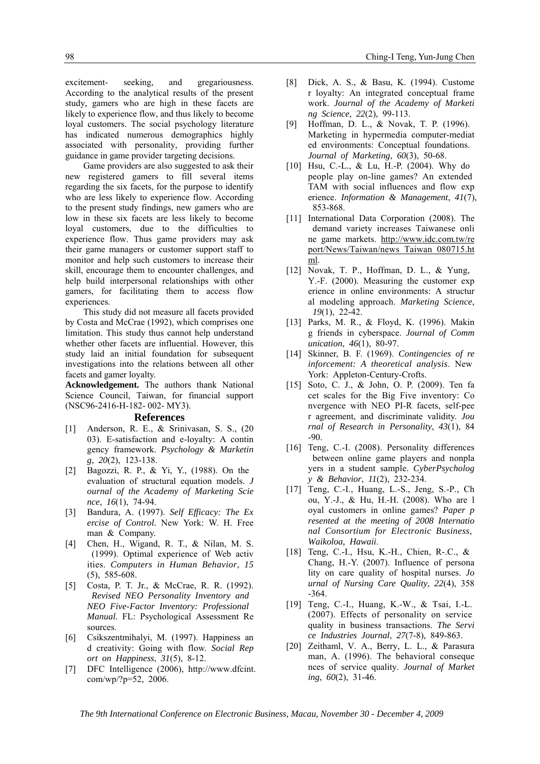excitement- seeking, and gregariousness. According to the analytical results of the present study, gamers who are high in these facets are likely to experience flow, and thus likely to become loyal customers. The social psychology literature has indicated numerous demographics highly associated with personality, providing further guidance in game provider targeting decisions.

Game providers are also suggested to ask their new registered gamers to fill several items regarding the six facets, for the purpose to identify who are less likely to experience flow. According to the present study findings, new gamers who are low in these six facets are less likely to become loyal customers, due to the difficulties to experience flow. Thus game providers may ask their game managers or customer support staff to monitor and help such customers to increase their skill, encourage them to encounter challenges, and help build interpersonal relationships with other gamers, for facilitating them to access flow experiences.

This study did not measure all facets provided by Costa and McCrae (1992), which comprises one limitation. This study thus cannot help understand whether other facets are influential. However, this study laid an initial foundation for subsequent investigations into the relations between all other facets and gamer loyalty.

**Acknowledgement.** The authors thank National Science Council, Taiwan, for financial support (NSC96-2416-H-182- 002- MY3).

## References

[1] Anderson, R. E., & Srinivasan, S. S., (2003). E-satisfaction and e-loyalty: A contingency framework. *Psychology & Marketing*, *20*(2), 123-138.

[2] Bagozzi, R. P., & Yi, Y., (1988). On the evaluation of structural equation models. *Journal of the Academy of Marketing Science*, *16*(1), 74-94.

[3] Bandura, A. (1997). *Self Efficacy: The Exercise of Control.* New York: W. H. Freeman & Company.

[4] Chen, H., Wigand, R. T., & Nilan, M. S. (1999). Optimal experience of Web activities. *Computers in Human Behavior*, *15*(5), 585-608.

[5] Costa, P. T. Jr., & McCrae, R. R. (1992). *Revised NEO Personality Inventory and NEO Five-Factor Inventory: Professional Manual*. FL: Psychological Assessment Resources.

[6] Csikszentmihalyi, M. (1997). Happiness and creativity: Going with flow. *Social Report on Happiness*, *31*(5), 8-12.

[7] DFC Intelligence (2006), http://www.dfcint.com/wp/?p=52, 2006.

[8] Dick, A. S., & Basu, K. (1994). Customer loyalty: An integrated conceptual framework. *Journal of the Academy of Marketing Science*, *22*(2), 99-113.

[9] Hoffman, D. L., & Novak, T. P. (1996). Marketing in hypermedia computer-mediated environments: Conceptual foundations. *Journal of Marketing*, *60*(3), 50-68.

[10] Hsu, C.-L., & Lu, H.-P. (2004). Why do people play on-line games? An extended TAM with social influences and flow experience. *Information & Management*, *41*(7), 853-868.

[11] International Data Corporation (2008). The demand variety increases Taiwanese online game markets. http://www.idc.com.tw/report/News/Taiwan/news_Taiwan_080715.html.

[12] Novak, T. P., Hoffman, D. L., & Yung, Y.-F. (2000). Measuring the customer experience in online environments: A structural modeling approach. *Marketing Science*, *19*(1), 22-42.

[13] Parks, M. R., & Floyd, K. (1996). Making friends in cyberspace. *Journal of Communication*, *46*(1), 80-97.

[14] Skinner, B. F. (1969). *Contingencies of reinforcement: A theoretical analysis*. New York: Appleton-Century-Crofts.

[15] Soto, C. J., & John, O. P. (2009). Ten facet scales for the Big Five inventory: Convergence with NEO PI-R facets, self-peer agreement, and discriminate validity. *Journal of Research in Personality*, *43*(1), 84-90.

[16] Teng, C.-I. (2008). Personality differences between online game players and nonplayers in a student sample. *CyberPsychology & Behavior*, *11*(2), 232-234.

[17] Teng, C.-I., Huang, L.-S., Jeng, S.-P., Chou, Y.-J., & Hu, H.-H. (2008). Who are loyal customers in online games? *Paper presented at the meeting of 2008 International Consortium for Electronic Business, Waikoloa, Hawaii*.

[18] Teng, C.-I., Hsu, K.-H., Chien, R-.C., & Chang, H.-Y. (2007). Influence of personality on care quality of hospital nurses. *Journal of Nursing Care Quality*, *22*(4), 358-364.

[19] Teng, C.-I., Huang, K.-W., & Tsai, I.-L. (2007). Effects of personality on service quality in business transactions. *The Service Industries Journal*, *27*(7-8), 849-863.

[20] Zeithaml, V. A., Berry, L. L., & Parasuraman, A. (1996). The behavioral consequences of service quality. *Journal of Marketing*, *60*(2), 31-46.